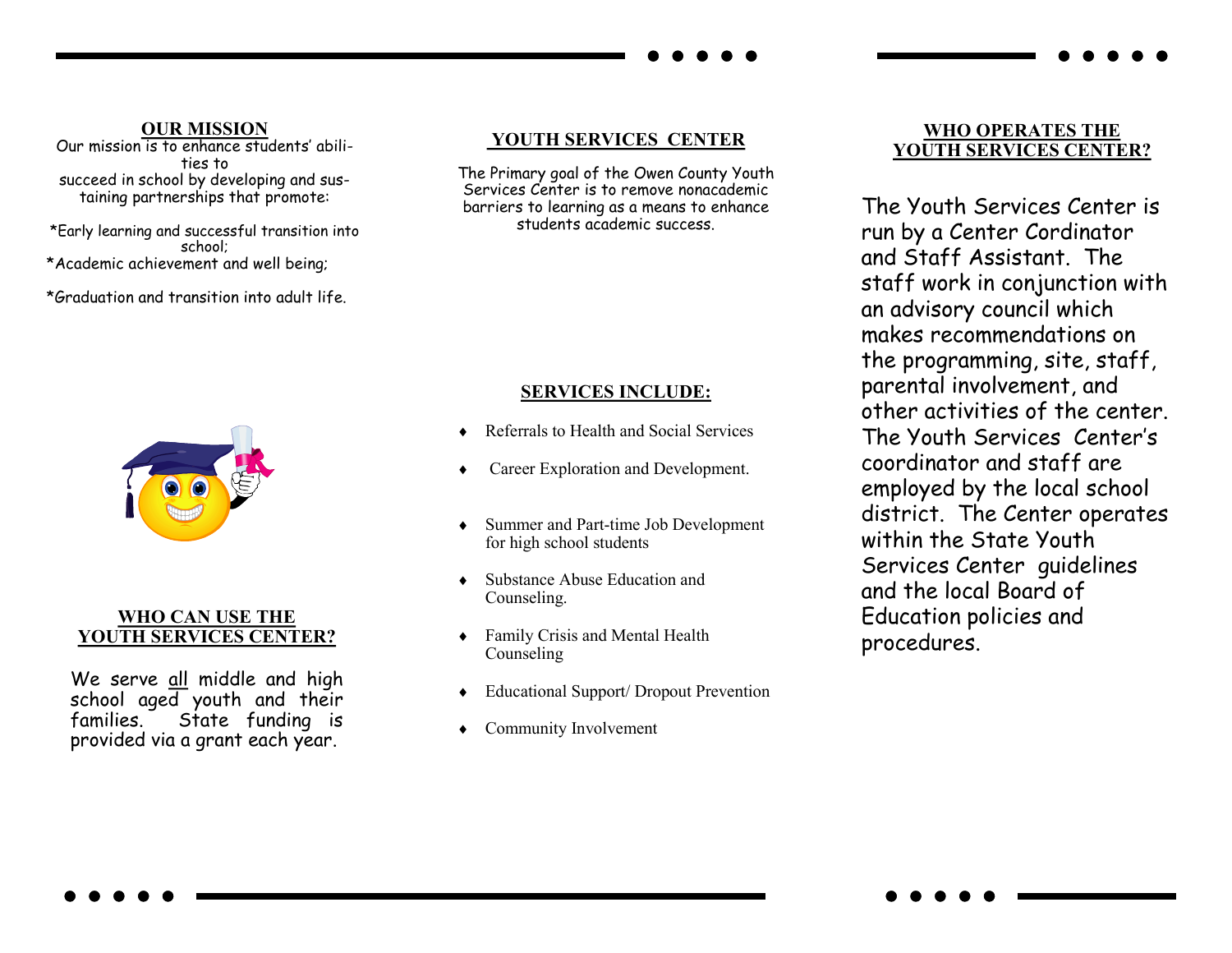## OUR MISSION

Our mission is to enhance students' abilities to succeed in school by developing and sustaining partnerships that promote:

*Early learning and successful transition into school;

*Academic achievement and well being;

*Graduation and transition into adult life.

## WHO CAN USE THE YOUTH SERVICES CENTER?

We serve all middle and high school aged youth and their families. State funding is provided via a grant each year.

## YOUTH SERVICES CENTER

The Primary goal of the Owen County Youth Services Center is to remove nonacademic barriers to learning as a means to enhance students academic success.

## SERVICES INCLUDE:

- Referrals to Health and Social Services
- Career Exploration and Development.
- Summer and Part-time Job Development for high school students
- Substance Abuse Education and Counseling.
- Family Crisis and Mental Health Counseling
- Educational Support/ Dropout Prevention
- Community Involvement

## WHO OPERATES THE YOUTH SERVICES CENTER?

The Youth Services Center is run by a Center Cordinator and Staff Assistant. The staff work in conjunction with an advisory council which makes recommendations on the programming, site, staff, parental involvement, and other activities of the center. The Youth Services Center's coordinator and staff are employed by the local school district. The Center operates within the State Youth Services Center guidelines and the local Board of Education policies and procedures.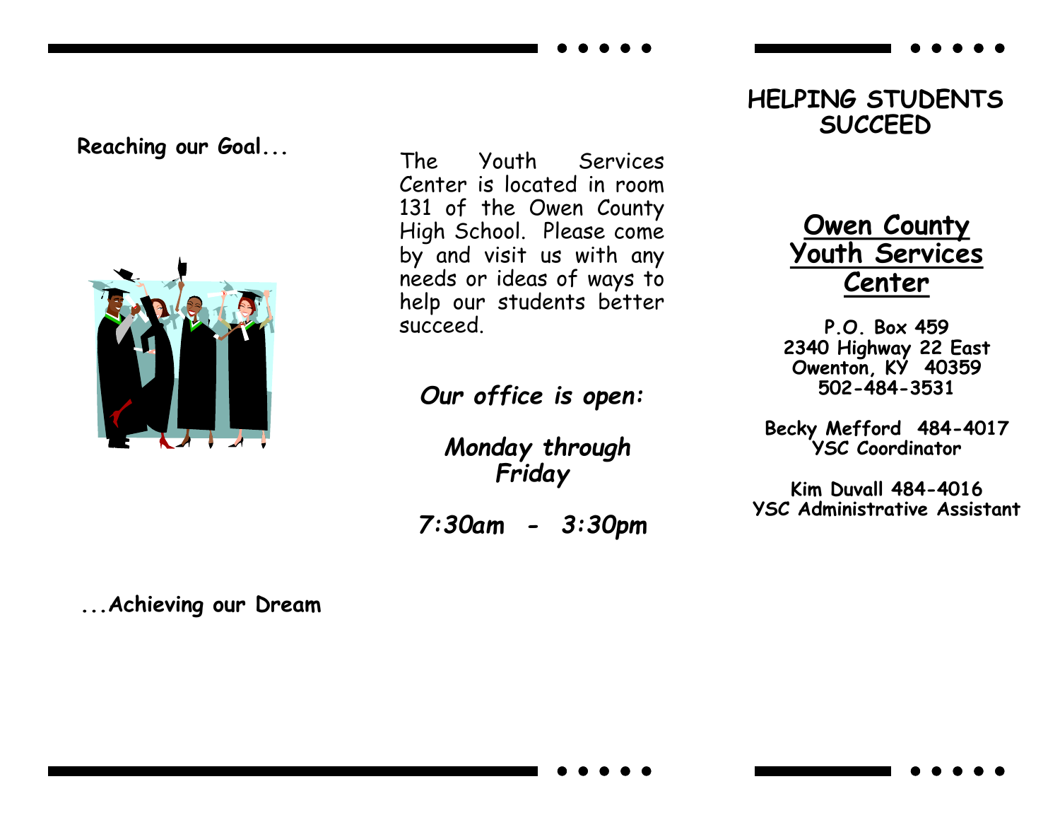**Reaching our Goal...**

**...Achieving our Dream**

The Youth Services Center is located in room 131 of the Owen County High School. Please come by and visit us with any needs or ideas of ways to help our students better succeed.

***Our office is open:***

***Monday through Friday***

***7:30am - 3:30pm***

## HELPING STUDENTS SUCCEED

# Owen County Youth Services Center

**P.O. Box 459**
**2340 Highway 22 East**
**Owenton, KY 40359**
**502-484-3531**

**Becky Mefford 484-4017**
**YSC Coordinator**

**Kim Duvall 484-4016**
**YSC Administrative Assistant**